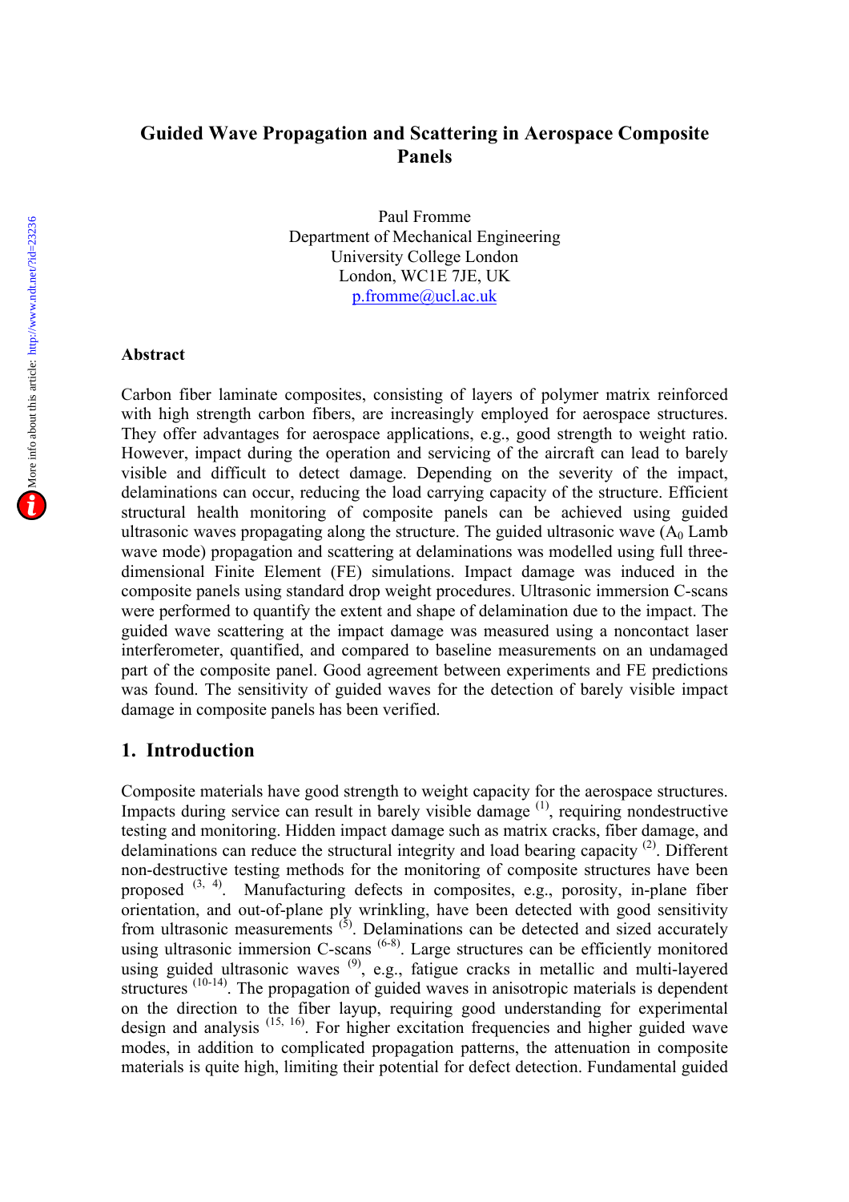# Guided Wave Propagation and Scattering in Aerospace Composite Panels

Paul Fromme
Department of Mechanical Engineering
University College London
London, WC1E 7JE, UK
p.fromme@ucl.ac.uk

## Abstract

Carbon fiber laminate composites, consisting of layers of polymer matrix reinforced with high strength carbon fibers, are increasingly employed for aerospace structures. They offer advantages for aerospace applications, e.g., good strength to weight ratio. However, impact during the operation and servicing of the aircraft can lead to barely visible and difficult to detect damage. Depending on the severity of the impact, delaminations can occur, reducing the load carrying capacity of the structure. Efficient structural health monitoring of composite panels can be achieved using guided ultrasonic waves propagating along the structure. The guided ultrasonic wave ($A_0$ Lamb wave mode) propagation and scattering at delaminations was modelled using full three-dimensional Finite Element (FE) simulations. Impact damage was induced in the composite panels using standard drop weight procedures. Ultrasonic immersion C-scans were performed to quantify the extent and shape of delamination due to the impact. The guided wave scattering at the impact damage was measured using a noncontact laser interferometer, quantified, and compared to baseline measurements on an undamaged part of the composite panel. Good agreement between experiments and FE predictions was found. The sensitivity of guided waves for the detection of barely visible impact damage in composite panels has been verified.

## 1. Introduction

Composite materials have good strength to weight capacity for the aerospace structures. Impacts during service can result in barely visible damage [1], requiring nondestructive testing and monitoring. Hidden impact damage such as matrix cracks, fiber damage, and delaminations can reduce the structural integrity and load bearing capacity [2]. Different non-destructive testing methods for the monitoring of composite structures have been proposed [3, 4]. Manufacturing defects in composites, e.g., porosity, in-plane fiber orientation, and out-of-plane ply wrinkling, have been detected with good sensitivity from ultrasonic measurements [5]. Delaminations can be detected and sized accurately using ultrasonic immersion C-scans [6-8]. Large structures can be efficiently monitored using guided ultrasonic waves [9], e.g., fatigue cracks in metallic and multi-layered structures [10-14]. The propagation of guided waves in anisotropic materials is dependent on the direction to the fiber layup, requiring good understanding for experimental design and analysis [15, 16]. For higher excitation frequencies and higher guided wave modes, in addition to complicated propagation patterns, the attenuation in composite materials is quite high, limiting their potential for defect detection. Fundamental guided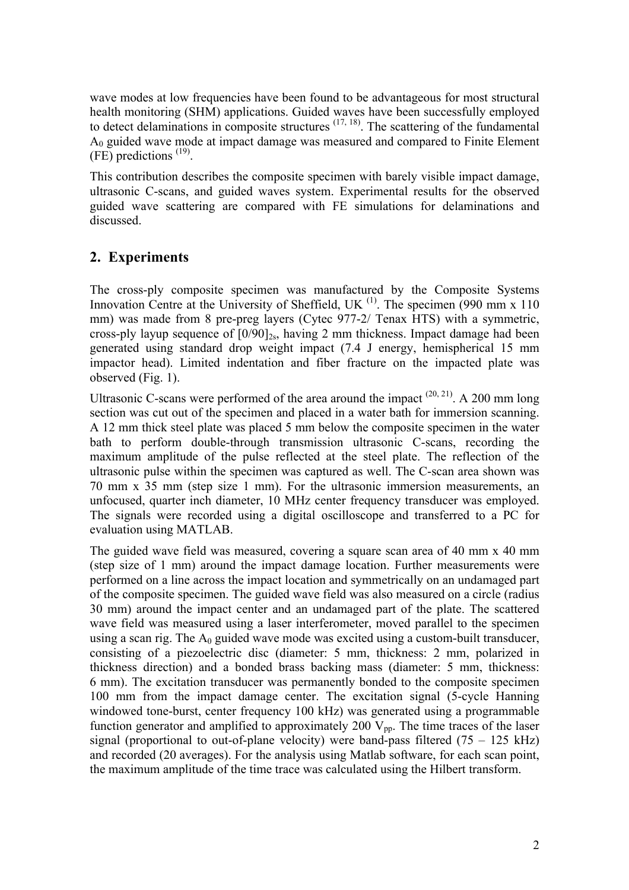wave modes at low frequencies have been found to be advantageous for most structural health monitoring (SHM) applications. Guided waves have been successfully employed to detect delaminations in composite structures [17, 18]. The scattering of the fundamental $A_0$ guided wave mode at impact damage was measured and compared to Finite Element (FE) predictions [19].

This contribution describes the composite specimen with barely visible impact damage, ultrasonic C-scans, and guided waves system. Experimental results for the observed guided wave scattering are compared with FE simulations for delaminations and discussed.

## 2. Experiments

The cross-ply composite specimen was manufactured by the Composite Systems Innovation Centre at the University of Sheffield, UK [1]. The specimen (990 mm x 110 mm) was made from 8 pre-preg layers (Cytec 977-2/ Tenax HTS) with a symmetric, cross-ply layup sequence of $[0/90]_{2s}$, having 2 mm thickness. Impact damage had been generated using standard drop weight impact (7.4 J energy, hemispherical 15 mm impactor head). Limited indentation and fiber fracture on the impacted plate was observed (Fig. 1).

Ultrasonic C-scans were performed of the area around the impact [20, 21]. A 200 mm long section was cut out of the specimen and placed in a water bath for immersion scanning. A 12 mm thick steel plate was placed 5 mm below the composite specimen in the water bath to perform double-through transmission ultrasonic C-scans, recording the maximum amplitude of the pulse reflected at the steel plate. The reflection of the ultrasonic pulse within the specimen was captured as well. The C-scan area shown was 70 mm x 35 mm (step size 1 mm). For the ultrasonic immersion measurements, an unfocused, quarter inch diameter, 10 MHz center frequency transducer was employed. The signals were recorded using a digital oscilloscope and transferred to a PC for evaluation using MATLAB.

The guided wave field was measured, covering a square scan area of 40 mm x 40 mm (step size of 1 mm) around the impact damage location. Further measurements were performed on a line across the impact location and symmetrically on an undamaged part of the composite specimen. The guided wave field was also measured on a circle (radius 30 mm) around the impact center and an undamaged part of the plate. The scattered wave field was measured using a laser interferometer, moved parallel to the specimen using a scan rig. The $A_0$ guided wave mode was excited using a custom-built transducer, consisting of a piezoelectric disc (diameter: 5 mm, thickness: 2 mm, polarized in thickness direction) and a bonded brass backing mass (diameter: 5 mm, thickness: 6 mm). The excitation transducer was permanently bonded to the composite specimen 100 mm from the impact damage center. The excitation signal (5-cycle Hanning windowed tone-burst, center frequency 100 kHz) was generated using a programmable function generator and amplified to approximately 200 $V_{pp}$. The time traces of the laser signal (proportional to out-of-plane velocity) were band-pass filtered (75 – 125 kHz) and recorded (20 averages). For the analysis using Matlab software, for each scan point, the maximum amplitude of the time trace was calculated using the Hilbert transform.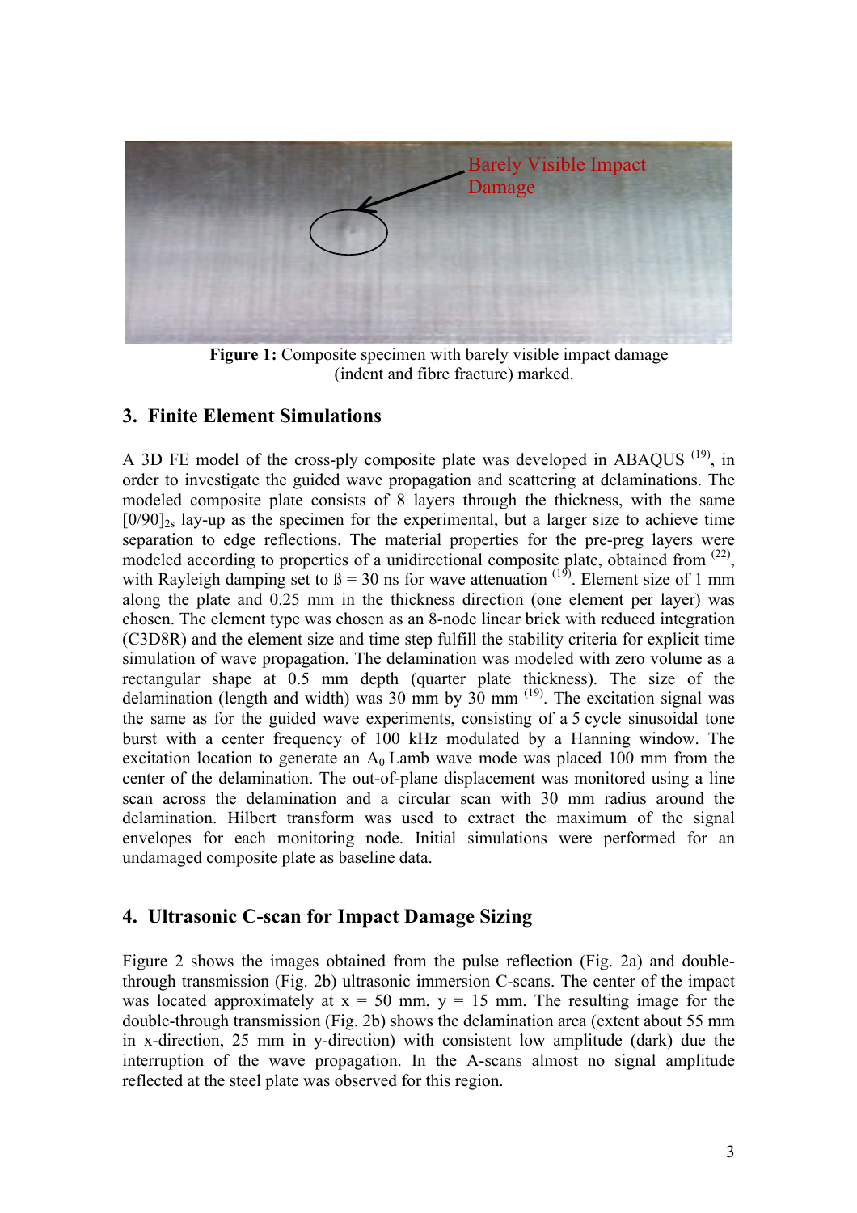Figure 1: Composite specimen with barely visible impact damage (indent and fibre fracture) marked.

## 3. Finite Element Simulations

A 3D FE model of the cross-ply composite plate was developed in ABAQUS [19], in order to investigate the guided wave propagation and scattering at delaminations. The modeled composite plate consists of 8 layers through the thickness, with the same $[0/90]_{2s}$ lay-up as the specimen for the experimental, but a larger size to achieve time separation to edge reflections. The material properties for the pre-preg layers were modeled according to properties of a unidirectional composite plate, obtained from [22], with Rayleigh damping set to ß = 30 ns for wave attenuation [19]. Element size of 1 mm along the plate and 0.25 mm in the thickness direction (one element per layer) was chosen. The element type was chosen as an 8-node linear brick with reduced integration (C3D8R) and the element size and time step fulfill the stability criteria for explicit time simulation of wave propagation. The delamination was modeled with zero volume as a rectangular shape at 0.5 mm depth (quarter plate thickness). The size of the delamination (length and width) was 30 mm by 30 mm [19]. The excitation signal was the same as for the guided wave experiments, consisting of a 5 cycle sinusoidal tone burst with a center frequency of 100 kHz modulated by a Hanning window. The excitation location to generate an $A_0$ Lamb wave mode was placed 100 mm from the center of the delamination. The out-of-plane displacement was monitored using a line scan across the delamination and a circular scan with 30 mm radius around the delamination. Hilbert transform was used to extract the maximum of the signal envelopes for each monitoring node. Initial simulations were performed for an undamaged composite plate as baseline data.

## 4. Ultrasonic C-scan for Impact Damage Sizing

Figure 2 shows the images obtained from the pulse reflection (Fig. 2a) and double-through transmission (Fig. 2b) ultrasonic immersion C-scans. The center of the impact was located approximately at x = 50 mm, y = 15 mm. The resulting image for the double-through transmission (Fig. 2b) shows the delamination area (extent about 55 mm in x-direction, 25 mm in y-direction) with consistent low amplitude (dark) due the interruption of the wave propagation. In the A-scans almost no signal amplitude reflected at the steel plate was observed for this region.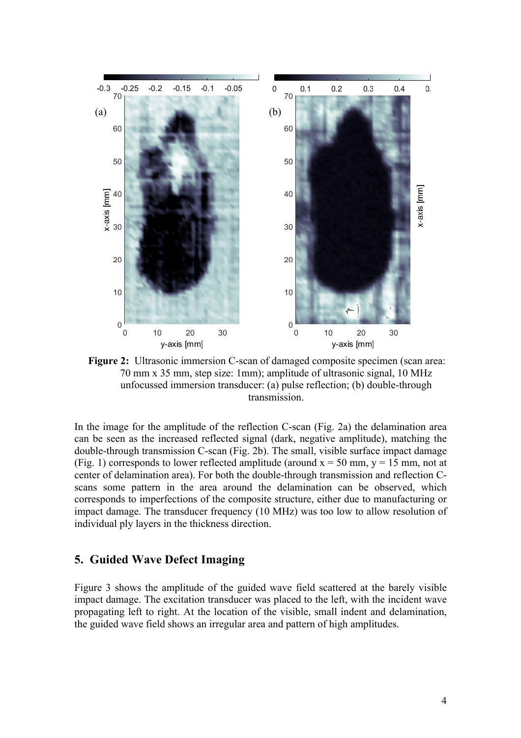**Figure 2:** Ultrasonic immersion C-scan of damaged composite specimen (scan area: 70 mm x 35 mm, step size: 1mm); amplitude of ultrasonic signal, 10 MHz unfocussed immersion transducer: (a) pulse reflection; (b) double-through transmission.

In the image for the amplitude of the reflection C-scan (Fig. 2a) the delamination area can be seen as the increased reflected signal (dark, negative amplitude), matching the double-through transmission C-scan (Fig. 2b). The small, visible surface impact damage (Fig. 1) corresponds to lower reflected amplitude (around x = 50 mm, y = 15 mm, not at center of delamination area). For both the double-through transmission and reflection C-scans some pattern in the area around the delamination can be observed, which corresponds to imperfections of the composite structure, either due to manufacturing or impact damage. The transducer frequency (10 MHz) was too low to allow resolution of individual ply layers in the thickness direction.

## 5. Guided Wave Defect Imaging

Figure 3 shows the amplitude of the guided wave field scattered at the barely visible impact damage. The excitation transducer was placed to the left, with the incident wave propagating left to right. At the location of the visible, small indent and delamination, the guided wave field shows an irregular area and pattern of high amplitudes.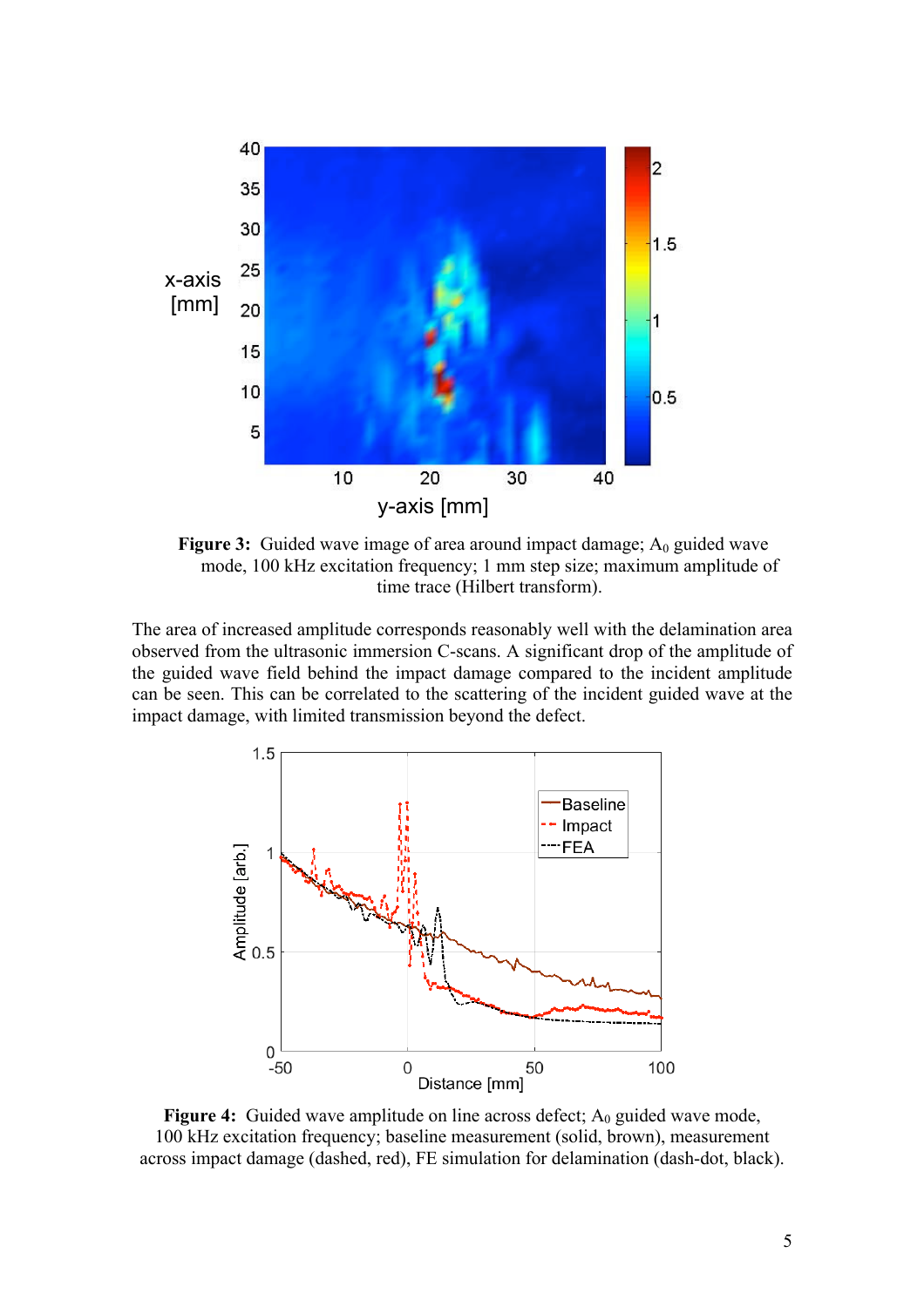**Figure 3:** Guided wave image of area around impact damage; $A_0$ guided wave mode, 100 kHz excitation frequency; 1 mm step size; maximum amplitude of time trace (Hilbert transform).

The area of increased amplitude corresponds reasonably well with the delamination area observed from the ultrasonic immersion C-scans. A significant drop of the amplitude of the guided wave field behind the impact damage compared to the incident amplitude can be seen. This can be correlated to the scattering of the incident guided wave at the impact damage, with limited transmission beyond the defect.

**Figure 4:** Guided wave amplitude on line across defect; $A_0$ guided wave mode, 100 kHz excitation frequency; baseline measurement (solid, brown), measurement across impact damage (dashed, red), FE simulation for delamination (dash-dot, black).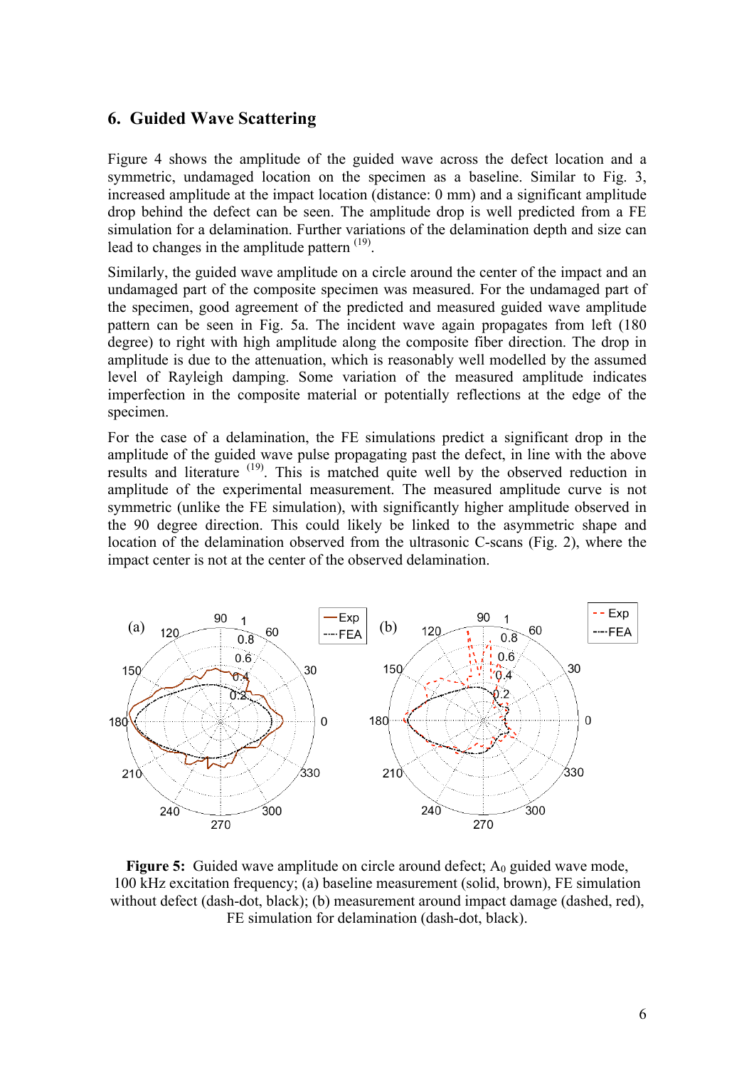## 6. Guided Wave Scattering

Figure 4 shows the amplitude of the guided wave across the defect location and a symmetric, undamaged location on the specimen as a baseline. Similar to Fig. 3, increased amplitude at the impact location (distance: 0 mm) and a significant amplitude drop behind the defect can be seen. The amplitude drop is well predicted from a FE simulation for a delamination. Further variations of the delamination depth and size can lead to changes in the amplitude pattern (19).

Similarly, the guided wave amplitude on a circle around the center of the impact and an undamaged part of the composite specimen was measured. For the undamaged part of the specimen, good agreement of the predicted and measured guided wave amplitude pattern can be seen in Fig. 5a. The incident wave again propagates from left (180 degree) to right with high amplitude along the composite fiber direction. The drop in amplitude is due to the attenuation, which is reasonably well modelled by the assumed level of Rayleigh damping. Some variation of the measured amplitude indicates imperfection in the composite material or potentially reflections at the edge of the specimen.

For the case of a delamination, the FE simulations predict a significant drop in the amplitude of the guided wave pulse propagating past the defect, in line with the above results and literature (19). This is matched quite well by the observed reduction in amplitude of the experimental measurement. The measured amplitude curve is not symmetric (unlike the FE simulation), with significantly higher amplitude observed in the 90 degree direction. This could likely be linked to the asymmetric shape and location of the delamination observed from the ultrasonic C-scans (Fig. 2), where the impact center is not at the center of the observed delamination.

**Figure 5:** Guided wave amplitude on circle around defect; $A_0$ guided wave mode, 100 kHz excitation frequency; (a) baseline measurement (solid, brown), FE simulation without defect (dash-dot, black); (b) measurement around impact damage (dashed, red), FE simulation for delamination (dash-dot, black).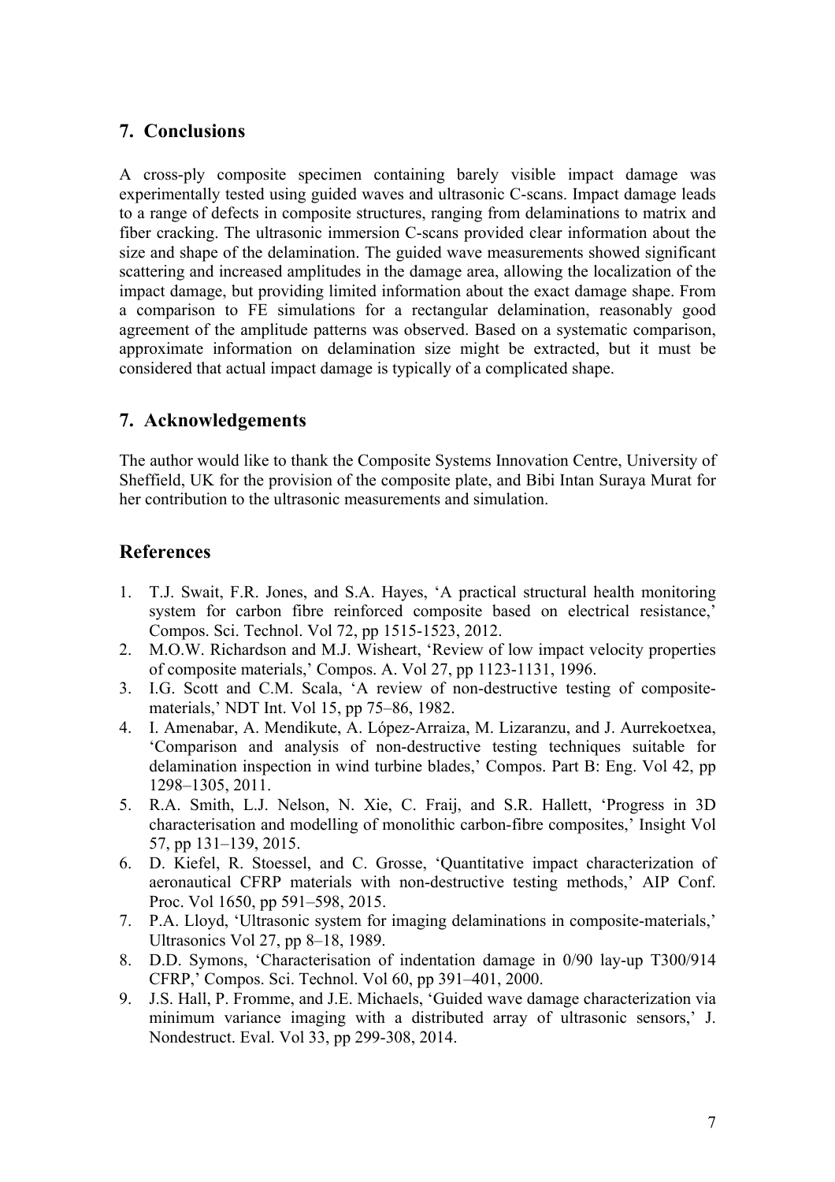## 7. Conclusions

A cross-ply composite specimen containing barely visible impact damage was experimentally tested using guided waves and ultrasonic C-scans. Impact damage leads to a range of defects in composite structures, ranging from delaminations to matrix and fiber cracking. The ultrasonic immersion C-scans provided clear information about the size and shape of the delamination. The guided wave measurements showed significant scattering and increased amplitudes in the damage area, allowing the localization of the impact damage, but providing limited information about the exact damage shape. From a comparison to FE simulations for a rectangular delamination, reasonably good agreement of the amplitude patterns was observed. Based on a systematic comparison, approximate information on delamination size might be extracted, but it must be considered that actual impact damage is typically of a complicated shape.

## 7. Acknowledgements

The author would like to thank the Composite Systems Innovation Centre, University of Sheffield, UK for the provision of the composite plate, and Bibi Intan Suraya Murat for her contribution to the ultrasonic measurements and simulation.

## References

1. T.J. Swait, F.R. Jones, and S.A. Hayes, 'A practical structural health monitoring system for carbon fibre reinforced composite based on electrical resistance,' Compos. Sci. Technol. Vol 72, pp 1515-1523, 2012.
2. M.O.W. Richardson and M.J. Wisheart, 'Review of low impact velocity properties of composite materials,' Compos. A. Vol 27, pp 1123-1131, 1996.
3. I.G. Scott and C.M. Scala, 'A review of non-destructive testing of composite-materials,' NDT Int. Vol 15, pp 75–86, 1982.
4. I. Amenabar, A. Mendikute, A. López-Arraiza, M. Lizaranzu, and J. Aurrekoetxea, 'Comparison and analysis of non-destructive testing techniques suitable for delamination inspection in wind turbine blades,' Compos. Part B: Eng. Vol 42, pp 1298–1305, 2011.
5. R.A. Smith, L.J. Nelson, N. Xie, C. Fraij, and S.R. Hallett, 'Progress in 3D characterisation and modelling of monolithic carbon-fibre composites,' Insight Vol 57, pp 131–139, 2015.
6. D. Kiefel, R. Stoessel, and C. Grosse, 'Quantitative impact characterization of aeronautical CFRP materials with non-destructive testing methods,' AIP Conf. Proc. Vol 1650, pp 591–598, 2015.
7. P.A. Lloyd, 'Ultrasonic system for imaging delaminations in composite-materials,' Ultrasonics Vol 27, pp 8–18, 1989.
8. D.D. Symons, 'Characterisation of indentation damage in 0/90 lay-up T300/914 CFRP,' Compos. Sci. Technol. Vol 60, pp 391–401, 2000.
9. J.S. Hall, P. Fromme, and J.E. Michaels, 'Guided wave damage characterization via minimum variance imaging with a distributed array of ultrasonic sensors,' J. Nondestruct. Eval. Vol 33, pp 299-308, 2014.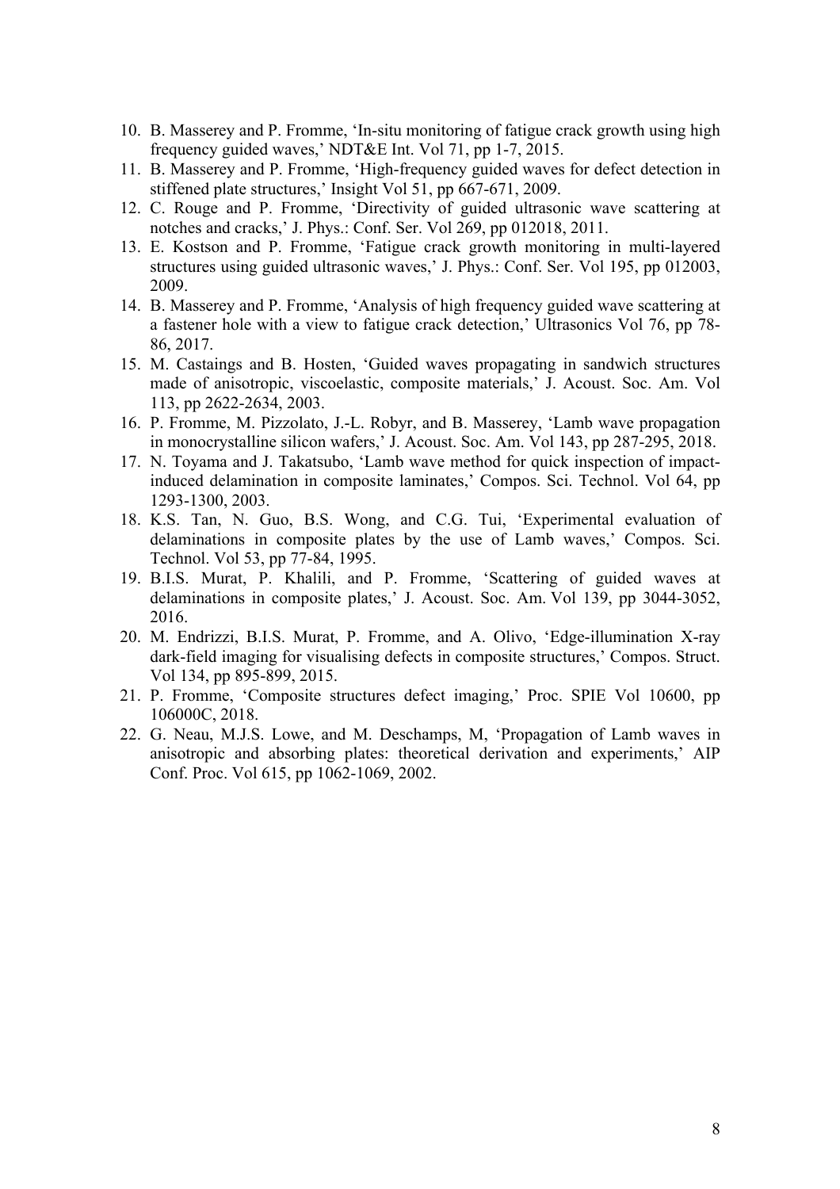10. B. Masserey and P. Fromme, ‘In-situ monitoring of fatigue crack growth using high frequency guided waves,’ NDT&E Int. Vol 71, pp 1-7, 2015.
11. B. Masserey and P. Fromme, ‘High-frequency guided waves for defect detection in stiffened plate structures,’ Insight Vol 51, pp 667-671, 2009.
12. C. Rouge and P. Fromme, ‘Directivity of guided ultrasonic wave scattering at notches and cracks,’ J. Phys.: Conf. Ser. Vol 269, pp 012018, 2011.
13. E. Kostson and P. Fromme, ‘Fatigue crack growth monitoring in multi-layered structures using guided ultrasonic waves,’ J. Phys.: Conf. Ser. Vol 195, pp 012003, 2009.
14. B. Masserey and P. Fromme, ‘Analysis of high frequency guided wave scattering at a fastener hole with a view to fatigue crack detection,’ Ultrasonics Vol 76, pp 78-86, 2017.
15. M. Castaings and B. Hosten, ‘Guided waves propagating in sandwich structures made of anisotropic, viscoelastic, composite materials,’ J. Acoust. Soc. Am. Vol 113, pp 2622-2634, 2003.
16. P. Fromme, M. Pizzolato, J.-L. Robyr, and B. Masserey, ‘Lamb wave propagation in monocrystalline silicon wafers,’ J. Acoust. Soc. Am. Vol 143, pp 287-295, 2018.
17. N. Toyama and J. Takatsubo, ‘Lamb wave method for quick inspection of impact-induced delamination in composite laminates,’ Compos. Sci. Technol. Vol 64, pp 1293-1300, 2003.
18. K.S. Tan, N. Guo, B.S. Wong, and C.G. Tui, ‘Experimental evaluation of delaminations in composite plates by the use of Lamb waves,’ Compos. Sci. Technol. Vol 53, pp 77-84, 1995.
19. B.I.S. Murat, P. Khalili, and P. Fromme, ‘Scattering of guided waves at delaminations in composite plates,’ J. Acoust. Soc. Am. Vol 139, pp 3044-3052, 2016.
20. M. Endrizzi, B.I.S. Murat, P. Fromme, and A. Olivo, ‘Edge-illumination X-ray dark-field imaging for visualising defects in composite structures,’ Compos. Struct. Vol 134, pp 895-899, 2015.
21. P. Fromme, ‘Composite structures defect imaging,’ Proc. SPIE Vol 10600, pp 106000C, 2018.
22. G. Neau, M.J.S. Lowe, and M. Deschamps, M, ‘Propagation of Lamb waves in anisotropic and absorbing plates: theoretical derivation and experiments,’ AIP Conf. Proc. Vol 615, pp 1062-1069, 2002.